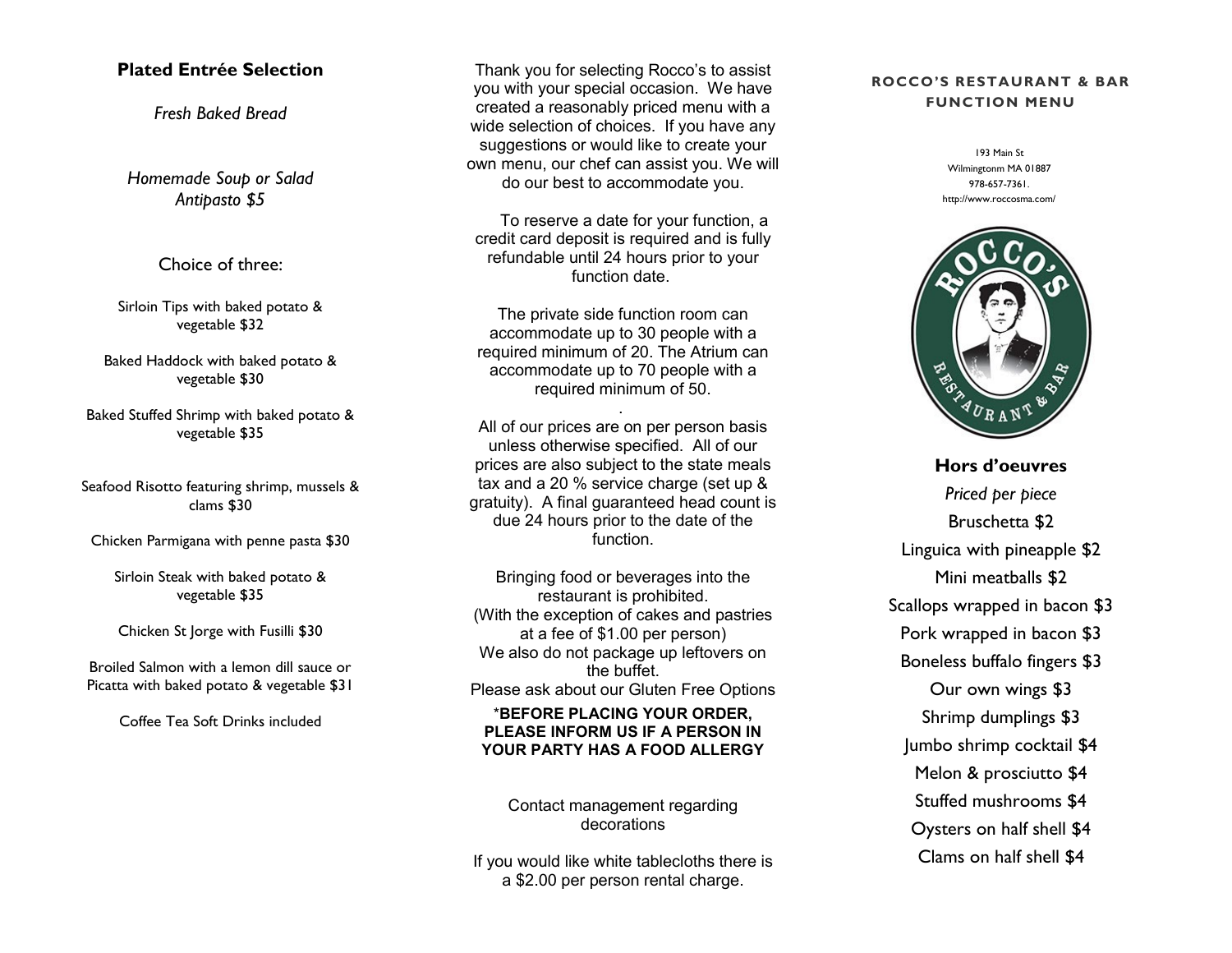## Plated Entrée Selection

*Fresh Baked Bread*

*Homemade Soup or Salad*
*Antipasto $5*

### Choice of three:

Sirloin Tips with baked potato & vegetable $32

Baked Haddock with baked potato & vegetable $30

Baked Stuffed Shrimp with baked potato & vegetable $35

Seafood Risotto featuring shrimp, mussels & clams $30

Chicken Parmigana with penne pasta $30

Sirloin Steak with baked potato & vegetable $35

Chicken St Jorge with Fusilli $30

Broiled Salmon with a lemon dill sauce or Picatta with baked potato & vegetable $31

Coffee Tea Soft Drinks included

Thank you for selecting Rocco's to assist you with your special occasion. We have created a reasonably priced menu with a wide selection of choices. If you have any suggestions or would like to create your own menu, our chef can assist you. We will do our best to accommodate you.

To reserve a date for your function, a credit card deposit is required and is fully refundable until 24 hours prior to your function date.

The private side function room can accommodate up to 30 people with a required minimum of 20. The Atrium can accommodate up to 70 people with a required minimum of 50.

All of our prices are on per person basis unless otherwise specified. All of our prices are also subject to the state meals tax and a 20 % service charge (set up & gratuity). A final guaranteed head count is due 24 hours prior to the date of the function.

Bringing food or beverages into the restaurant is prohibited.
(With the exception of cakes and pastries at a fee of $1.00 per person)
We also do not package up leftovers on the buffet.
Please ask about our Gluten Free Options

**\*BEFORE PLACING YOUR ORDER, PLEASE INFORM US IF A PERSON IN YOUR PARTY HAS A FOOD ALLERGY**

Contact management regarding decorations

If you would like white tablecloths there is a $2.00 per person rental charge.

# ROCCO'S RESTAURANT & BAR FUNCTION MENU

193 Main St
Wilmingtonm MA 01887
978-657-7361.
http://www.roccosma.com/

ROCCO'S RESTAURANT & BAR

## Hors d'oeuvres

*Priced per piece*

Bruschetta $2
Linguica with pineapple $2
Mini meatballs $2
Scallops wrapped in bacon $3
Pork wrapped in bacon $3
Boneless buffalo fingers $3
Our own wings $3
Shrimp dumplings $3
Jumbo shrimp cocktail $4
Melon & prosciutto $4
Stuffed mushrooms $4
Oysters on half shell $4
Clams on half shell $4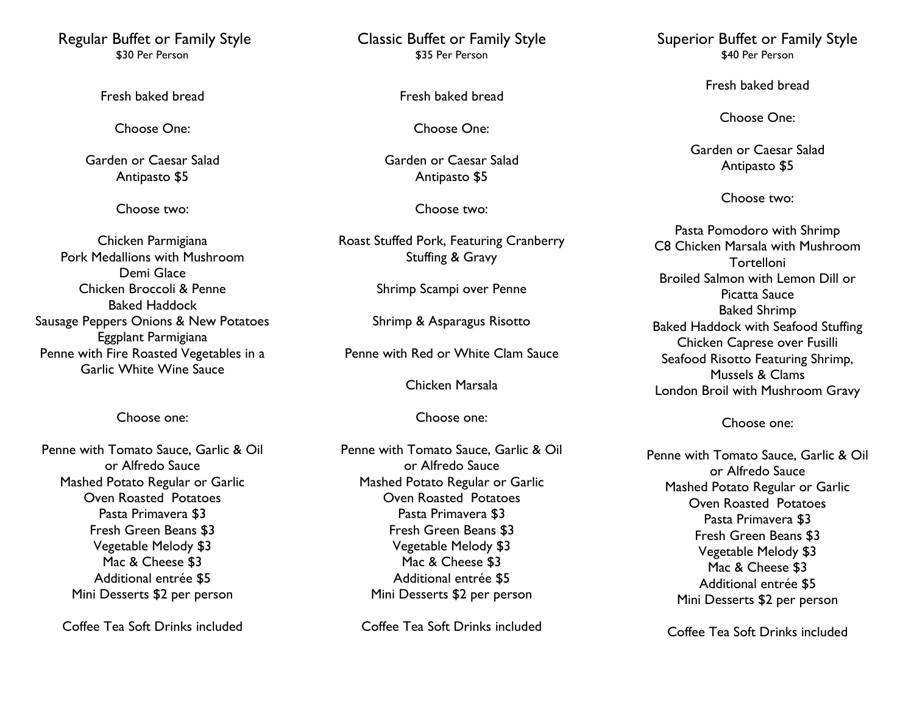## Regular Buffet or Family Style

$30 Per Person

Fresh baked bread

Choose One:

Garden or Caesar Salad
Antipasto $5

Choose two:

Chicken Parmigiana
Pork Medallions with Mushroom Demi Glace
Chicken Broccoli & Penne
Baked Haddock
Sausage Peppers Onions & New Potatoes
Eggplant Parmigiana
Penne with Fire Roasted Vegetables in a Garlic White Wine Sauce

Choose one:

Penne with Tomato Sauce, Garlic & Oil or Alfredo Sauce
Mashed Potato Regular or Garlic
Oven Roasted Potatoes
Pasta Primavera $3
Fresh Green Beans $3
Vegetable Melody $3
Mac & Cheese $3
Additional entrée $5
Mini Desserts $2 per person

Coffee Tea Soft Drinks included

## Classic Buffet or Family Style

$35 Per Person

Fresh baked bread

Choose One:

Garden or Caesar Salad
Antipasto $5

Choose two:

Roast Stuffed Pork, Featuring Cranberry Stuffing & Gravy

Shrimp Scampi over Penne

Shrimp & Asparagus Risotto

Penne with Red or White Clam Sauce

Chicken Marsala

Choose one:

Penne with Tomato Sauce, Garlic & Oil or Alfredo Sauce
Mashed Potato Regular or Garlic
Oven Roasted Potatoes
Pasta Primavera $3
Fresh Green Beans $3
Vegetable Melody $3
Mac & Cheese $3
Additional entrée $5
Mini Desserts $2 per person

Coffee Tea Soft Drinks included

## Superior Buffet or Family Style

$40 Per Person

Fresh baked bread

Choose One:

Garden or Caesar Salad
Antipasto $5

Choose two:

Pasta Pomodoro with Shrimp
C8 Chicken Marsala with Mushroom Tortelloni
Broiled Salmon with Lemon Dill or Picatta Sauce
Baked Shrimp
Baked Haddock with Seafood Stuffing
Chicken Caprese over Fusilli
Seafood Risotto Featuring Shrimp, Mussels & Clams
London Broil with Mushroom Gravy

Choose one:

Penne with Tomato Sauce, Garlic & Oil or Alfredo Sauce
Mashed Potato Regular or Garlic
Oven Roasted Potatoes
Pasta Primavera $3
Fresh Green Beans $3
Vegetable Melody $3
Mac & Cheese $3
Additional entrée $5
Mini Desserts $2 per person

Coffee Tea Soft Drinks included